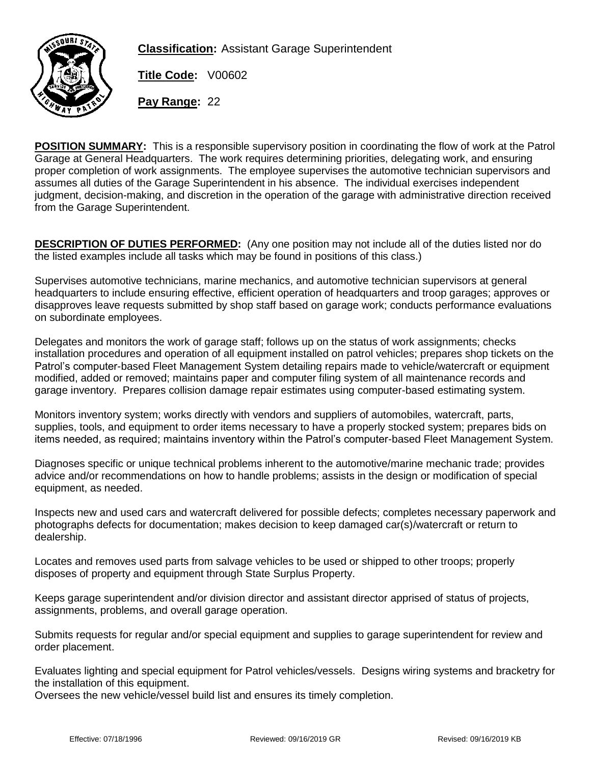**Classification:** Assistant Garage Superintendent

**Title Code:** V00602

**Pay Range:** 22

**POSITION SUMMARY:** This is a responsible supervisory position in coordinating the flow of work at the Patrol Garage at General Headquarters. The work requires determining priorities, delegating work, and ensuring proper completion of work assignments. The employee supervises the automotive technician supervisors and assumes all duties of the Garage Superintendent in his absence. The individual exercises independent judgment, decision-making, and discretion in the operation of the garage with administrative direction received from the Garage Superintendent.

**DESCRIPTION OF DUTIES PERFORMED:** (Any one position may not include all of the duties listed nor do the listed examples include all tasks which may be found in positions of this class.)

Supervises automotive technicians, marine mechanics, and automotive technician supervisors at general headquarters to include ensuring effective, efficient operation of headquarters and troop garages; approves or disapproves leave requests submitted by shop staff based on garage work; conducts performance evaluations on subordinate employees.

Delegates and monitors the work of garage staff; follows up on the status of work assignments; checks installation procedures and operation of all equipment installed on patrol vehicles; prepares shop tickets on the Patrol's computer-based Fleet Management System detailing repairs made to vehicle/watercraft or equipment modified, added or removed; maintains paper and computer filing system of all maintenance records and garage inventory. Prepares collision damage repair estimates using computer-based estimating system.

Monitors inventory system; works directly with vendors and suppliers of automobiles, watercraft, parts, supplies, tools, and equipment to order items necessary to have a properly stocked system; prepares bids on items needed, as required; maintains inventory within the Patrol's computer-based Fleet Management System.

Diagnoses specific or unique technical problems inherent to the automotive/marine mechanic trade; provides advice and/or recommendations on how to handle problems; assists in the design or modification of special equipment, as needed.

Inspects new and used cars and watercraft delivered for possible defects; completes necessary paperwork and photographs defects for documentation; makes decision to keep damaged car(s)/watercraft or return to dealership.

Locates and removes used parts from salvage vehicles to be used or shipped to other troops; properly disposes of property and equipment through State Surplus Property.

Keeps garage superintendent and/or division director and assistant director apprised of status of projects, assignments, problems, and overall garage operation.

Submits requests for regular and/or special equipment and supplies to garage superintendent for review and order placement.

Evaluates lighting and special equipment for Patrol vehicles/vessels. Designs wiring systems and bracketry for the installation of this equipment.
Oversees the new vehicle/vessel build list and ensures its timely completion.

Effective: 07/18/1996 Reviewed: 09/16/2019 GR Revised: 09/16/2019 KB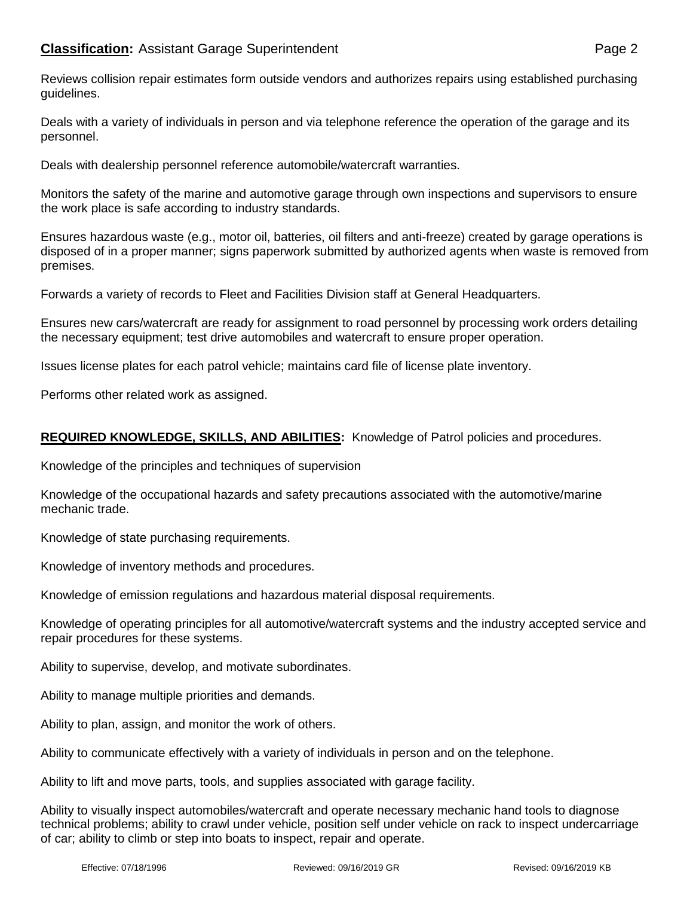Reviews collision repair estimates form outside vendors and authorizes repairs using established purchasing guidelines.

Deals with a variety of individuals in person and via telephone reference the operation of the garage and its personnel.

Deals with dealership personnel reference automobile/watercraft warranties.

Monitors the safety of the marine and automotive garage through own inspections and supervisors to ensure the work place is safe according to industry standards.

Ensures hazardous waste (e.g., motor oil, batteries, oil filters and anti-freeze) created by garage operations is disposed of in a proper manner; signs paperwork submitted by authorized agents when waste is removed from premises.

Forwards a variety of records to Fleet and Facilities Division staff at General Headquarters.

Ensures new cars/watercraft are ready for assignment to road personnel by processing work orders detailing the necessary equipment; test drive automobiles and watercraft to ensure proper operation.

Issues license plates for each patrol vehicle; maintains card file of license plate inventory.

Performs other related work as assigned.

**REQUIRED KNOWLEDGE, SKILLS, AND ABILITIES:** Knowledge of Patrol policies and procedures.

Knowledge of the principles and techniques of supervision

Knowledge of the occupational hazards and safety precautions associated with the automotive/marine mechanic trade.

Knowledge of state purchasing requirements.

Knowledge of inventory methods and procedures.

Knowledge of emission regulations and hazardous material disposal requirements.

Knowledge of operating principles for all automotive/watercraft systems and the industry accepted service and repair procedures for these systems.

Ability to supervise, develop, and motivate subordinates.

Ability to manage multiple priorities and demands.

Ability to plan, assign, and monitor the work of others.

Ability to communicate effectively with a variety of individuals in person and on the telephone.

Ability to lift and move parts, tools, and supplies associated with garage facility.

Ability to visually inspect automobiles/watercraft and operate necessary mechanic hand tools to diagnose technical problems; ability to crawl under vehicle, position self under vehicle on rack to inspect undercarriage of car; ability to climb or step into boats to inspect, repair and operate.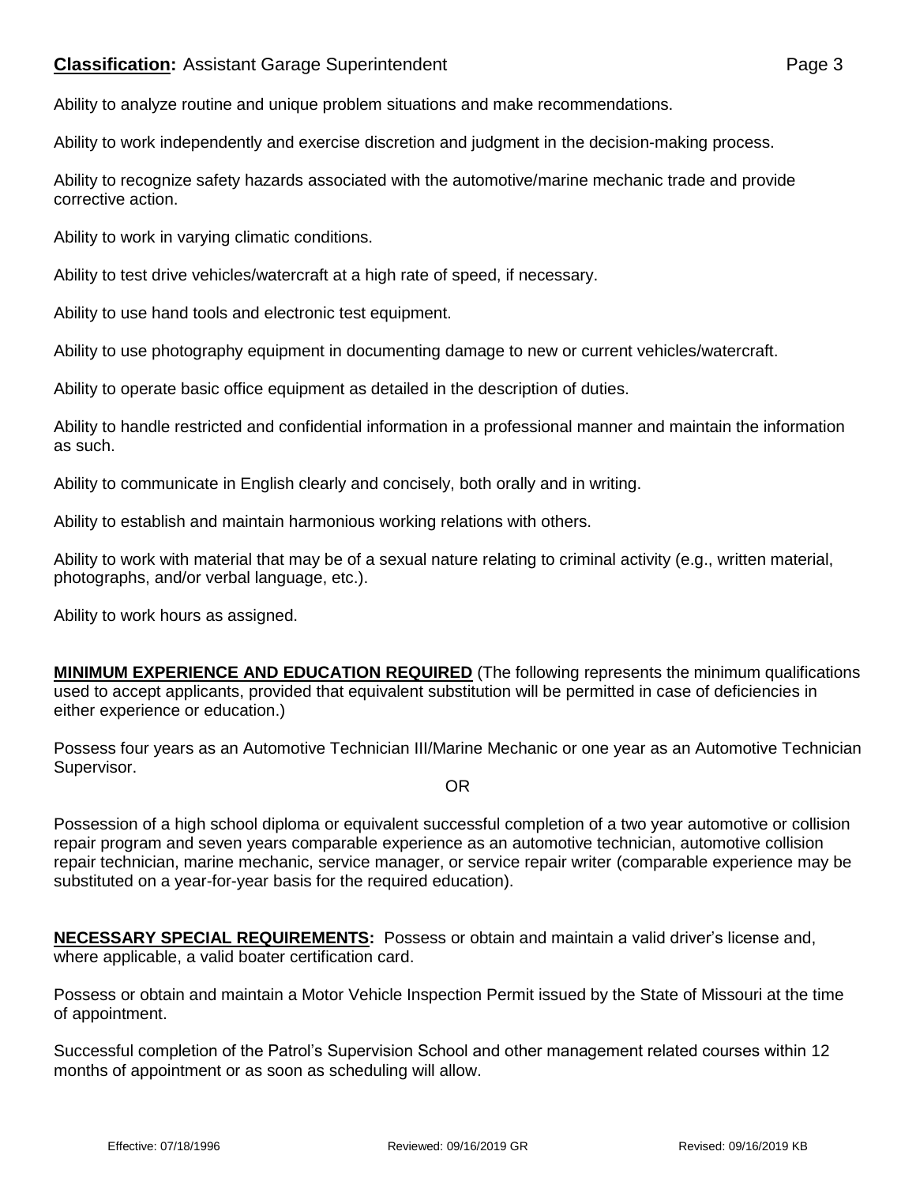Ability to analyze routine and unique problem situations and make recommendations.

Ability to work independently and exercise discretion and judgment in the decision-making process.

Ability to recognize safety hazards associated with the automotive/marine mechanic trade and provide corrective action.

Ability to work in varying climatic conditions.

Ability to test drive vehicles/watercraft at a high rate of speed, if necessary.

Ability to use hand tools and electronic test equipment.

Ability to use photography equipment in documenting damage to new or current vehicles/watercraft.

Ability to operate basic office equipment as detailed in the description of duties.

Ability to handle restricted and confidential information in a professional manner and maintain the information as such.

Ability to communicate in English clearly and concisely, both orally and in writing.

Ability to establish and maintain harmonious working relations with others.

Ability to work with material that may be of a sexual nature relating to criminal activity (e.g., written material, photographs, and/or verbal language, etc.).

Ability to work hours as assigned.

**MINIMUM EXPERIENCE AND EDUCATION REQUIRED** (The following represents the minimum qualifications used to accept applicants, provided that equivalent substitution will be permitted in case of deficiencies in either experience or education.)

Possess four years as an Automotive Technician III/Marine Mechanic or one year as an Automotive Technician Supervisor.

OR

Possession of a high school diploma or equivalent successful completion of a two year automotive or collision repair program and seven years comparable experience as an automotive technician, automotive collision repair technician, marine mechanic, service manager, or service repair writer (comparable experience may be substituted on a year-for-year basis for the required education).

**NECESSARY SPECIAL REQUIREMENTS:** Possess or obtain and maintain a valid driver's license and, where applicable, a valid boater certification card.

Possess or obtain and maintain a Motor Vehicle Inspection Permit issued by the State of Missouri at the time of appointment.

Successful completion of the Patrol's Supervision School and other management related courses within 12 months of appointment or as soon as scheduling will allow.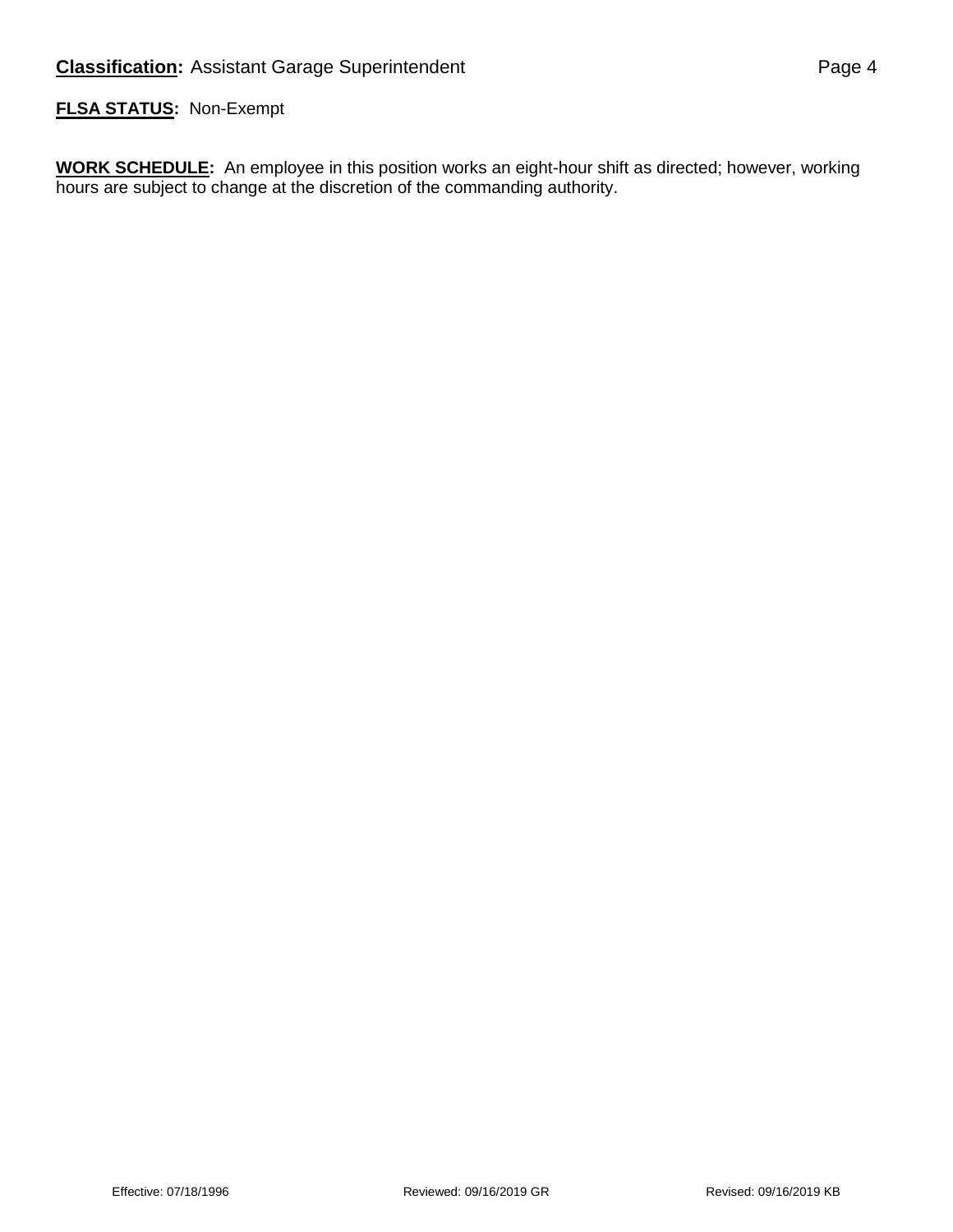**FLSA STATUS:** Non-Exempt

**WORK SCHEDULE:** An employee in this position works an eight-hour shift as directed; however, working hours are subject to change at the discretion of the commanding authority.

Effective: 07/18/1996 Reviewed: 09/16/2019 GR Revised: 09/16/2019 KB